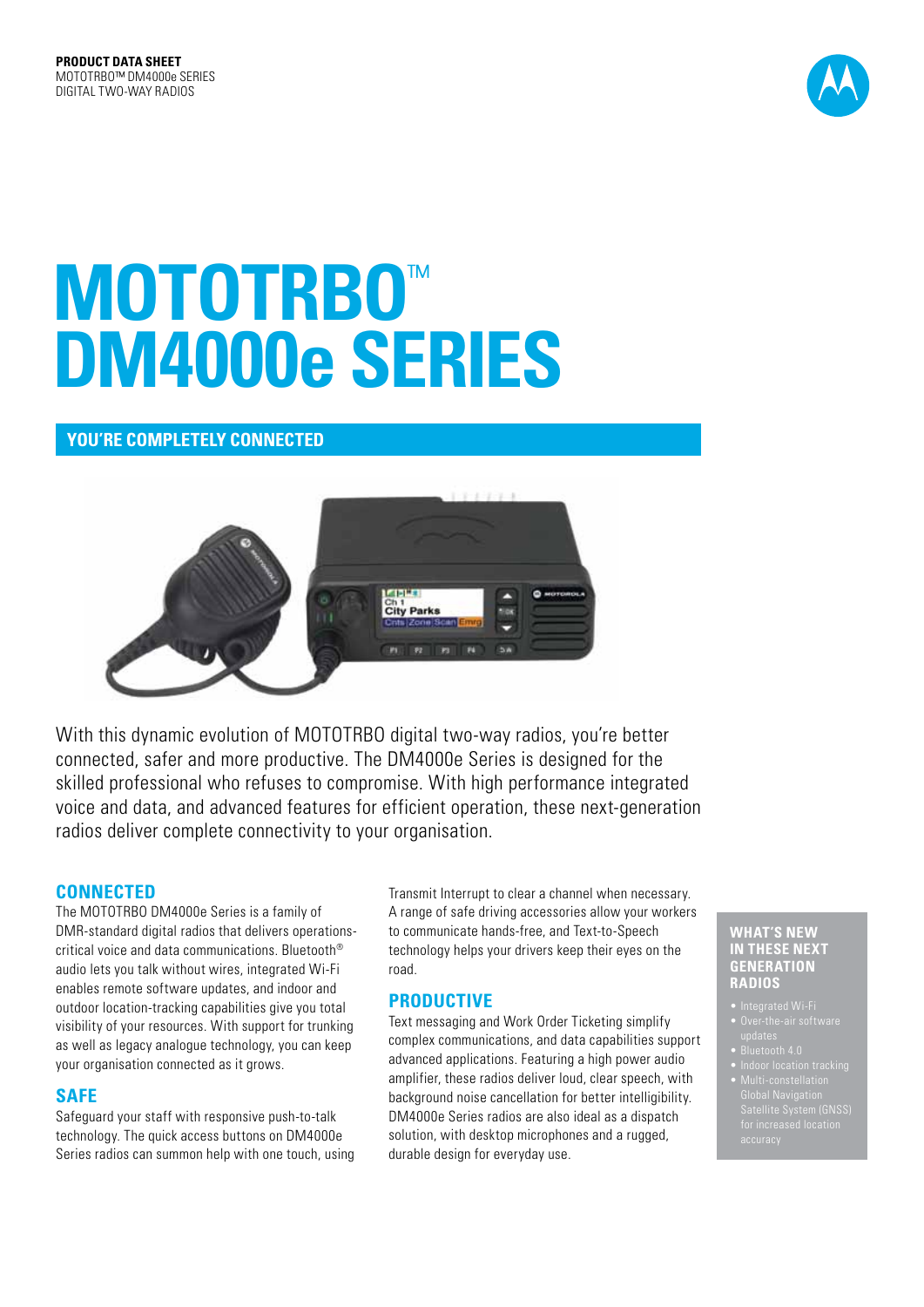**PRODUCT DATA SHEET**
MOTOTRBO™ DM4000e SERIES
DIGITAL TWO-WAY RADIOS

# MOTOTRBO™ DM4000e SERIES

## YOU'RE COMPLETELY CONNECTED

With this dynamic evolution of MOTOTRBO digital two-way radios, you're better connected, safer and more productive. The DM4000e Series is designed for the skilled professional who refuses to compromise. With high performance integrated voice and data, and advanced features for efficient operation, these next-generation radios deliver complete connectivity to your organisation.

### CONNECTED

The MOTOTRBO DM4000e Series is a family of DMR-standard digital radios that delivers operations-critical voice and data communications. Bluetooth® audio lets you talk without wires, integrated Wi-Fi enables remote software updates, and indoor and outdoor location-tracking capabilities give you total visibility of your resources. With support for trunking as well as legacy analogue technology, you can keep your organisation connected as it grows.

### SAFE

Safeguard your staff with responsive push-to-talk technology. The quick access buttons on DM4000e Series radios can summon help with one touch, using Transmit Interrupt to clear a channel when necessary. A range of safe driving accessories allow your workers to communicate hands-free, and Text-to-Speech technology helps your drivers keep their eyes on the road.

### PRODUCTIVE

Text messaging and Work Order Ticketing simplify complex communications, and data capabilities support advanced applications. Featuring a high power audio amplifier, these radios deliver loud, clear speech, with background noise cancellation for better intelligibility. DM4000e Series radios are also ideal as a dispatch solution, with desktop microphones and a rugged, durable design for everyday use.

### WHAT'S NEW IN THESE NEXT GENERATION RADIOS

- Integrated Wi-Fi
- Over-the-air software updates
- Bluetooth 4.0
- Indoor location tracking
- Multi-constellation Global Navigation Satellite System (GNSS) for increased location accuracy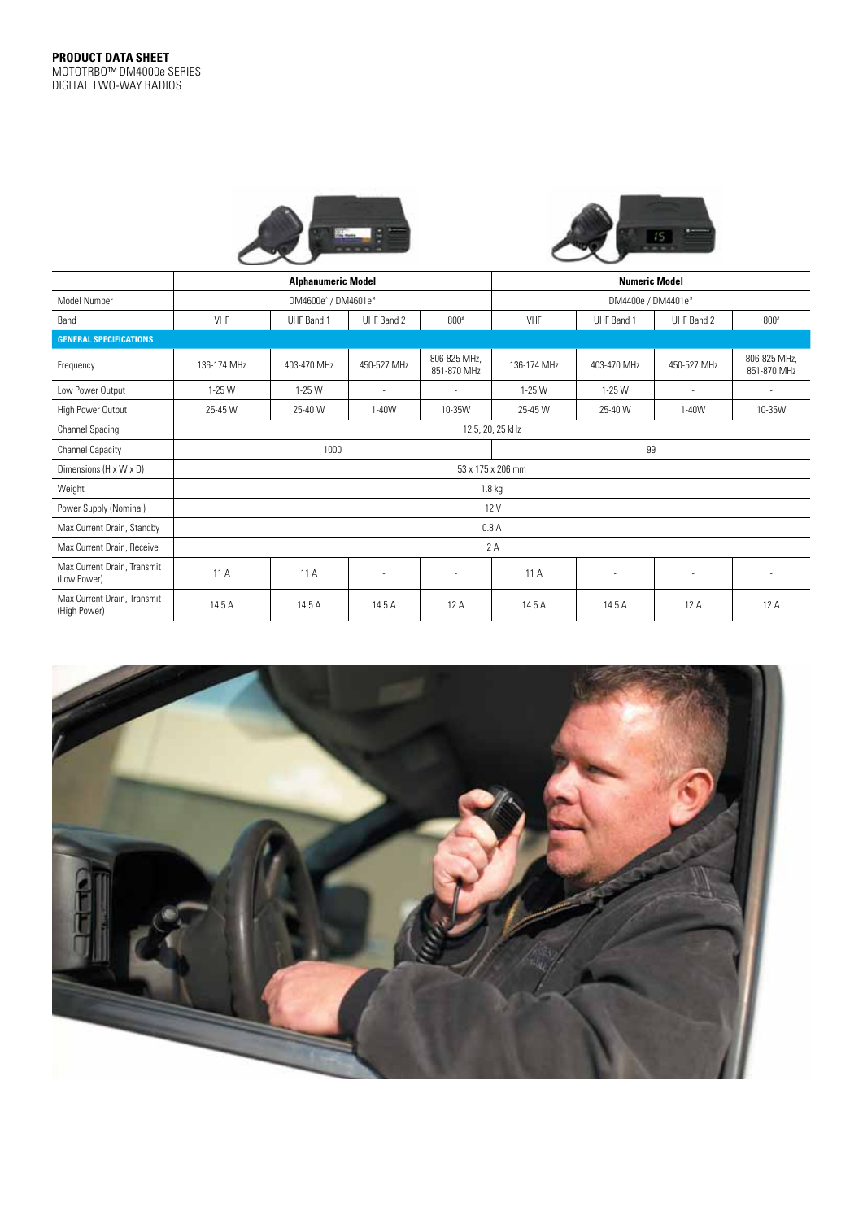**PRODUCT DATA SHEET**
MOTOTRBO™ DM4000e SERIES
DIGITAL TWO-WAY RADIOS

| | Alphanumeric Model | | | | Numeric Model | | | |
|---|---|---|---|---|---|---|---|---|
| Model Number | DM4600e' / DM4601e* | | | | DM4400e / DM4401e* | | | |
| Band | VHF | UHF Band 1 | UHF Band 2 | 800# | VHF | UHF Band 1 | UHF Band 2 | 800# |
| **GENERAL SPECIFICATIONS** | | | | | | | | |
| Frequency | 136-174 MHz | 403-470 MHz | 450-527 MHz | 806-825 MHz, 851-870 MHz | 136-174 MHz | 403-470 MHz | 450-527 MHz | 806-825 MHz, 851-870 MHz |
| Low Power Output | 1-25 W | 1-25 W | - | - | 1-25 W | 1-25 W | - | - |
| High Power Output | 25-45 W | 25-40 W | 1-40W | 10-35W | 25-45 W | 25-40 W | 1-40W | 10-35W |
| Channel Spacing | 12.5, 20, 25 kHz | | | | | | | |
| Channel Capacity | 1000 | | | | 99 | | | |
| Dimensions (H x W x D) | 53 x 175 x 206 mm | | | | | | | |
| Weight | 1.8 kg | | | | | | | |
| Power Supply (Nominal) | 12 V | | | | | | | |
| Max Current Drain, Standby | 0.8 A | | | | | | | |
| Max Current Drain, Receive | 2 A | | | | | | | |
| Max Current Drain, Transmit (Low Power) | 11 A | 11 A | - | - | 11 A | - | - | - |
| Max Current Drain, Transmit (High Power) | 14.5 A | 14.5 A | 14.5 A | 12 A | 14.5 A | 14.5 A | 12 A | 12 A |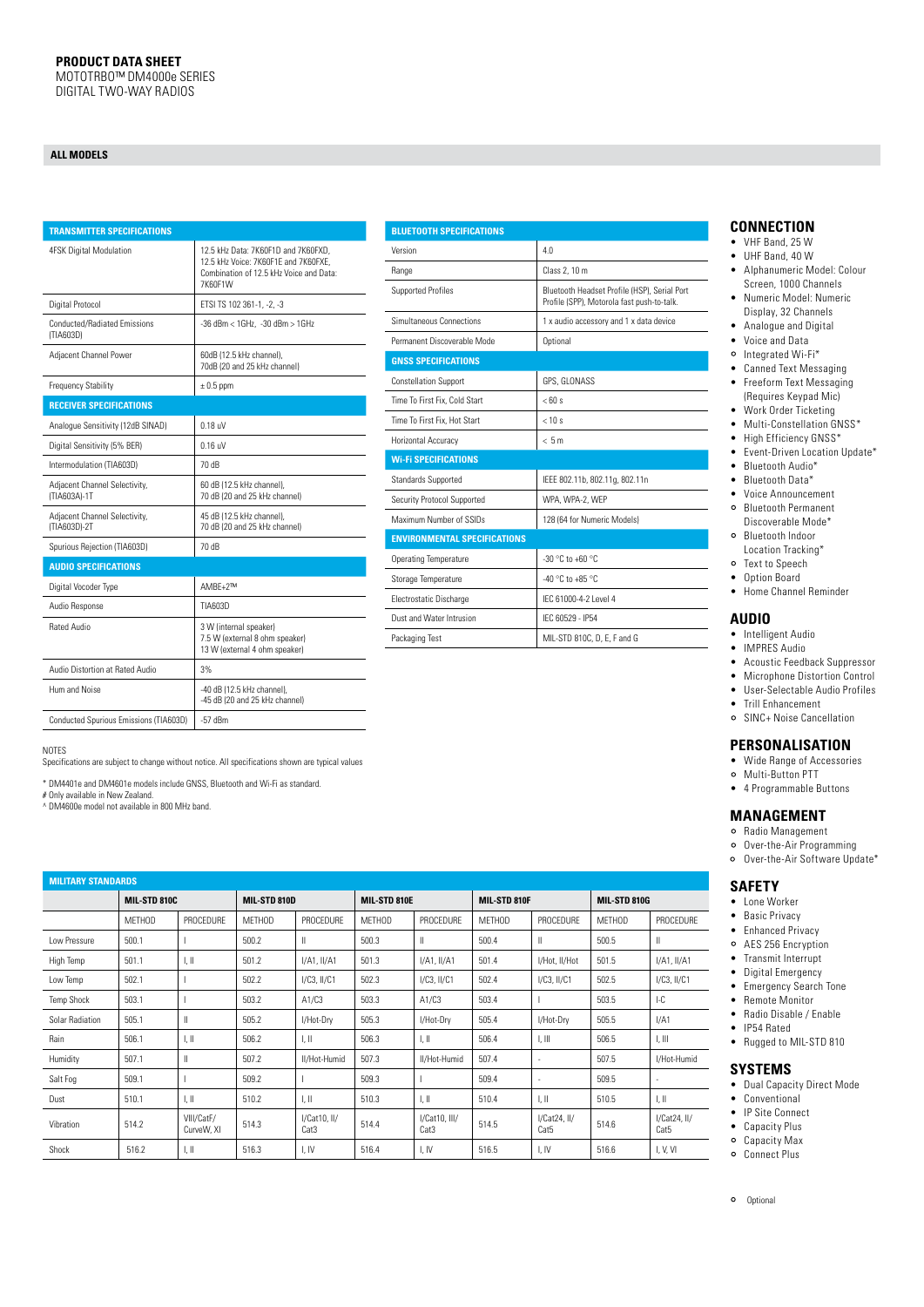**PRODUCT DATA SHEET**
MOTOTRBO™ DM4000e SERIES
DIGITAL TWO-WAY RADIOS

## ALL MODELS

| TRANSMITTER SPECIFICATIONS | |
|---|---|
| 4FSK Digital Modulation | 12.5 kHz Data: 7K60F1D and 7K60FXD, 12.5 kHz Voice: 7K60F1E and 7K60FXE, Combination of 12.5 kHz Voice and Data: 7K60F1W |
| Digital Protocol | ETSI TS 102 361-1, -2, -3 |
| Conducted/Radiated Emissions (TIA603D) | -36 dBm < 1GHz, -30 dBm > 1GHz |
| Adjacent Channel Power | 60dB (12.5 kHz channel), 70dB (20 and 25 kHz channel) |
| Frequency Stability | ± 0.5 ppm |
| **RECEIVER SPECIFICATIONS** | |
| Analogue Sensitivity (12dB SINAD) | 0.18 uV |
| Digital Sensitivity (5% BER) | 0.16 uV |
| Intermodulation (TIA603D) | 70 dB |
| Adjacent Channel Selectivity, (TIA603A)-1T | 60 dB (12.5 kHz channel), 70 dB (20 and 25 kHz channel) |
| Adjacent Channel Selectivity, (TIA603D)-2T | 45 dB (12.5 kHz channel), 70 dB (20 and 25 kHz channel) |
| Spurious Rejection (TIA603D) | 70 dB |
| **AUDIO SPECIFICATIONS** | |
| Digital Vocoder Type | AMBE+2™ |
| Audio Response | TIA603D |
| Rated Audio | 3 W (internal speaker) 7.5 W (external 8 ohm speaker) 13 W (external 4 ohm speaker) |
| Audio Distortion at Rated Audio | 3% |
| Hum and Noise | -40 dB (12.5 kHz channel), -45 dB (20 and 25 kHz channel) |
| Conducted Spurious Emissions (TIA603D) | -57 dBm |

| BLUETOOTH SPECIFICATIONS | |
|---|---|
| Version | 4.0 |
| Range | Class 2, 10 m |
| Supported Profiles | Bluetooth Headset Profile (HSP), Serial Port Profile (SPP), Motorola fast push-to-talk. |
| Simultaneous Connections | 1 x audio accessory and 1 x data device |
| Permanent Discoverable Mode | Optional |
| **GNSS SPECIFICATIONS** | |
| Constellation Support | GPS, GLONASS |
| Time To First Fix, Cold Start | < 60 s |
| Time To First Fix, Hot Start | < 10 s |
| Horizontal Accuracy | < 5 m |
| **Wi-Fi SPECIFICATIONS** | |
| Standards Supported | IEEE 802.11b, 802.11g, 802.11n |
| Security Protocol Supported | WPA, WPA-2, WEP |
| Maximum Number of SSIDs | 128 (64 for Numeric Models) |
| **ENVIRONMENTAL SPECIFICATIONS** | |
| Operating Temperature | -30 °C to +60 °C |
| Storage Temperature | -40 °C to +85 °C |
| Electrostatic Discharge | IEC 61000-4-2 Level 4 |
| Dust and Water Intrusion | IEC 60529 - IP54 |
| Packaging Test | MIL-STD 810C, D, E, F and G |

NOTES
Specifications are subject to change without notice. All specifications shown are typical values

* DM4401e and DM4601e models include GNSS, Bluetooth and Wi-Fi as standard.
# Only available in New Zealand.
^ DM4600e model not available in 800 MHz band.

| MILITARY STANDARDS | MIL-STD 810C | | MIL-STD 810D | | MIL-STD 810E | | MIL-STD 810F | | MIL-STD 810G | |
|---|---|---|---|---|---|---|---|---|---|---|
| | METHOD | PROCEDURE | METHOD | PROCEDURE | METHOD | PROCEDURE | METHOD | PROCEDURE | METHOD | PROCEDURE |
| Low Pressure | 500.1 | I | 500.2 | II | 500.3 | II | 500.4 | II | 500.5 | II |
| High Temp | 501.1 | I, II | 501.2 | I/A1, II/A1 | 501.3 | I/A1, II/A1 | 501.4 | I/Hot, II/Hot | 501.5 | I/A1, II/A1 |
| Low Temp | 502.1 | I | 502.2 | I/C3, II/C1 | 502.3 | I/C3, II/C1 | 502.4 | I/C3, II/C1 | 502.5 | I/C3, II/C1 |
| Temp Shock | 503.1 | I | 503.2 | A1/C3 | 503.3 | A1/C3 | 503.4 | I | 503.5 | I-C |
| Solar Radiation | 505.1 | II | 505.2 | I/Hot-Dry | 505.3 | I/Hot-Dry | 505.4 | I/Hot-Dry | 505.5 | I/A1 |
| Rain | 506.1 | I, II | 506.2 | I, II | 506.3 | I, II | 506.4 | I, III | 506.5 | I, III |
| Humidity | 507.1 | II | 507.2 | II/Hot-Humid | 507.3 | II/Hot-Humid | 507.4 | - | 507.5 | I/Hot-Humid |
| Salt Fog | 509.1 | I | 509.2 | I | 509.3 | I | 509.4 | - | 509.5 | - |
| Dust | 510.1 | I, II | 510.2 | I, II | 510.3 | I, II | 510.4 | I, II | 510.5 | I, II |
| Vibration | 514.2 | VIII/CatF/ CurveW, XI | 514.3 | I/Cat10, II/ Cat3 | 514.4 | I/Cat10, III/ Cat3 | 514.5 | I/Cat24, II/ Cat5 | 514.6 | I/Cat24, II/ Cat5 |
| Shock | 516.2 | I, II | 516.3 | I, IV | 516.4 | I, IV | 516.5 | I, IV | 516.6 | I, V, VI |

## CONNECTION
- VHF Band, 25 W
- UHF Band, 40 W
- Alphanumeric Model: Colour Screen, 1000 Channels
- Numeric Model: Numeric Display, 32 Channels
- Analogue and Digital
- Voice and Data
- ○ Integrated Wi-Fi*
- Canned Text Messaging
- Freeform Text Messaging (Requires Keypad Mic)
- Work Order Ticketing
- Multi-Constellation GNSS*
- High Efficiency GNSS*
- Event-Driven Location Update*
- Bluetooth Audio*
- Bluetooth Data*
- Voice Announcement
- ○ Bluetooth Permanent Discoverable Mode*
- ○ Bluetooth Indoor Location Tracking*
- ○ Text to Speech
- ○ Option Board
- Home Channel Reminder

## AUDIO
- Intelligent Audio
- IMPRES Audio
- Acoustic Feedback Suppressor
- Microphone Distortion Control
- User-Selectable Audio Profiles
- Trill Enhancement
- ○ SINC+ Noise Cancellation

## PERSONALISATION
- Wide Range of Accessories
- ○ Multi-Button PTT
- 4 Programmable Buttons

## MANAGEMENT
- ○ Radio Management
- ○ Over-the-Air Programming
- ○ Over-the-Air Software Update*

## SAFETY
- Lone Worker
- Basic Privacy
- Enhanced Privacy
- ○ AES 256 Encryption
- Transmit Interrupt
- Digital Emergency
- Emergency Search Tone
- Remote Monitor
- Radio Disable / Enable
- IP54 Rated
- Rugged to MIL-STD 810

## SYSTEMS
- Dual Capacity Direct Mode
- Conventional
- IP Site Connect
- Capacity Plus
- ○ Capacity Max
- ○ Connect Plus

○ Optional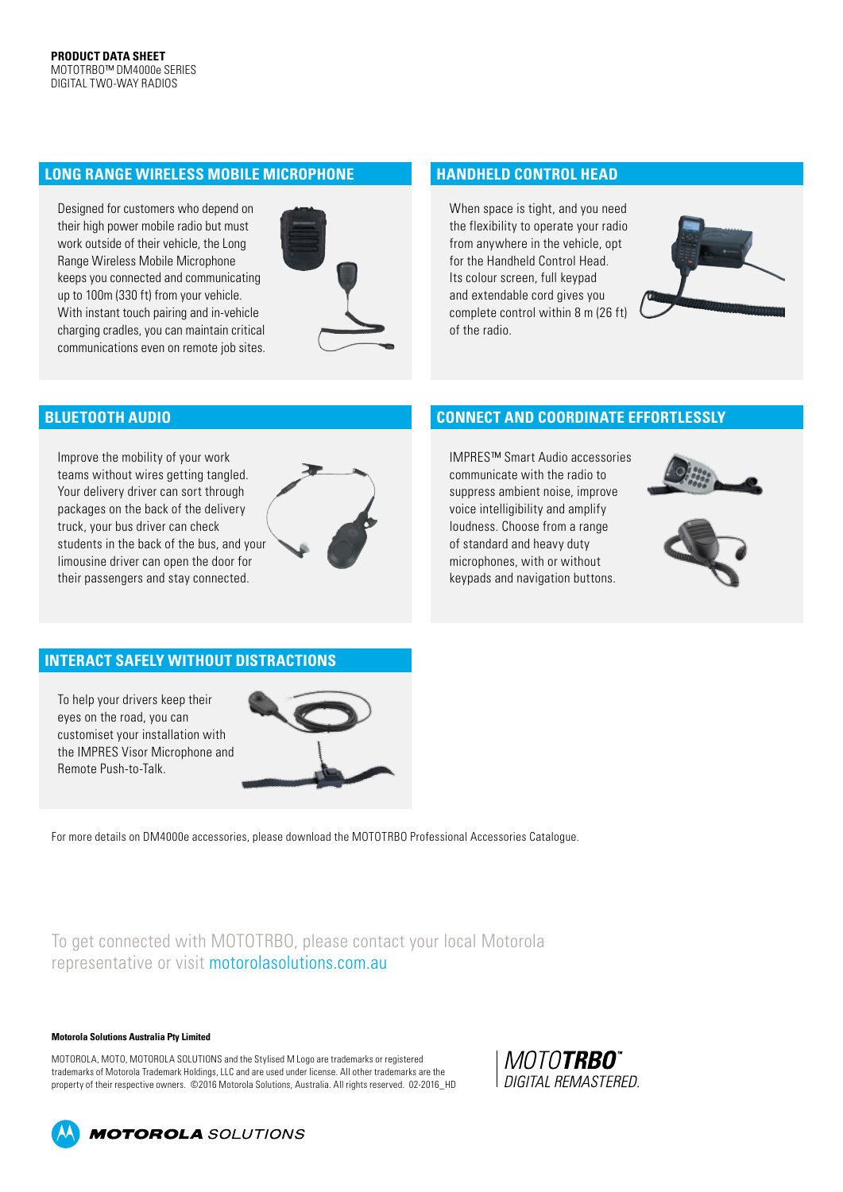**PRODUCT DATA SHEET**
MOTOTRBO™ DM4000e SERIES
DIGITAL TWO-WAY RADIOS

## LONG RANGE WIRELESS MOBILE MICROPHONE

Designed for customers who depend on their high power mobile radio but must work outside of their vehicle, the Long Range Wireless Mobile Microphone keeps you connected and communicating up to 100m (330 ft) from your vehicle. With instant touch pairing and in-vehicle charging cradles, you can maintain critical communications even on remote job sites.

## HANDHELD CONTROL HEAD

When space is tight, and you need the flexibility to operate your radio from anywhere in the vehicle, opt for the Handheld Control Head. Its colour screen, full keypad and extendable cord gives you complete control within 8 m (26 ft) of the radio.

## BLUETOOTH AUDIO

Improve the mobility of your work teams without wires getting tangled. Your delivery driver can sort through packages on the back of the delivery truck, your bus driver can check students in the back of the bus, and your limousine driver can open the door for their passengers and stay connected.

## CONNECT AND COORDINATE EFFORTLESSLY

IMPRES™ Smart Audio accessories communicate with the radio to suppress ambient noise, improve voice intelligibility and amplify loudness. Choose from a range of standard and heavy duty microphones, with or without keypads and navigation buttons.

## INTERACT SAFELY WITHOUT DISTRACTIONS

To help your drivers keep their eyes on the road, you can customiset your installation with the IMPRES Visor Microphone and Remote Push-to-Talk.

For more details on DM4000e accessories, please download the MOTOTRBO Professional Accessories Catalogue.

To get connected with MOTOTRBO, please contact your local Motorola representative or visit motorolasolutions.com.au

**Motorola Solutions Australia Pty Limited**

MOTOROLA, MOTO, MOTOROLA SOLUTIONS and the Stylised M Logo are trademarks or registered trademarks of Motorola Trademark Holdings, LLC and are used under license. All other trademarks are the property of their respective owners. ©2016 Motorola Solutions, Australia. All rights reserved. 02-2016_HD

MOTO**TRBO**™
*DIGITAL REMASTERED.*

**MOTOROLA** SOLUTIONS